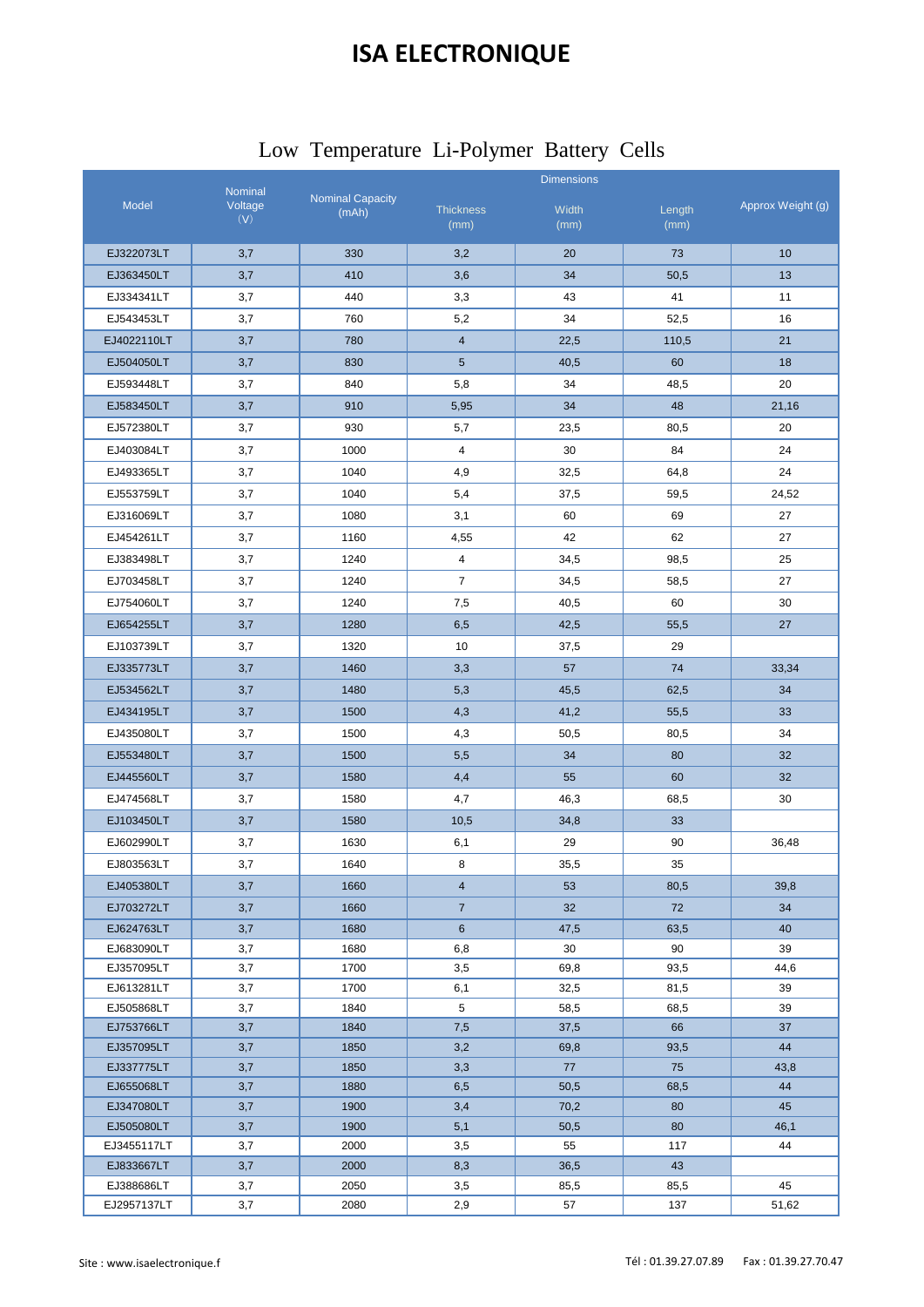# ISA ELECTRONIQUE

## Low Temperature Li-Polymer Battery Cells

| Model | Nominal Voltage (V) | Nominal Capacity (mAh) | Dimensions | | | Approx Weight (g) |
|---|---|---|---|---|---|---|
| | | | Thickness (mm) | Width (mm) | Length (mm) | |
| EJ322073LT | 3,7 | 330 | 3,2 | 20 | 73 | 10 |
| EJ363450LT | 3,7 | 410 | 3,6 | 34 | 50,5 | 13 |
| EJ334341LT | 3,7 | 440 | 3,3 | 43 | 41 | 11 |
| EJ543453LT | 3,7 | 760 | 5,2 | 34 | 52,5 | 16 |
| EJ4022110LT | 3,7 | 780 | 4 | 22,5 | 110,5 | 21 |
| EJ504050LT | 3,7 | 830 | 5 | 40,5 | 60 | 18 |
| EJ593448LT | 3,7 | 840 | 5,8 | 34 | 48,5 | 20 |
| EJ583450LT | 3,7 | 910 | 5,95 | 34 | 48 | 21,16 |
| EJ572380LT | 3,7 | 930 | 5,7 | 23,5 | 80,5 | 20 |
| EJ403084LT | 3,7 | 1000 | 4 | 30 | 84 | 24 |
| EJ493365LT | 3,7 | 1040 | 4,9 | 32,5 | 64,8 | 24 |
| EJ553759LT | 3,7 | 1040 | 5,4 | 37,5 | 59,5 | 24,52 |
| EJ316069LT | 3,7 | 1080 | 3,1 | 60 | 69 | 27 |
| EJ454261LT | 3,7 | 1160 | 4,55 | 42 | 62 | 27 |
| EJ383498LT | 3,7 | 1240 | 4 | 34,5 | 98,5 | 25 |
| EJ703458LT | 3,7 | 1240 | 7 | 34,5 | 58,5 | 27 |
| EJ754060LT | 3,7 | 1240 | 7,5 | 40,5 | 60 | 30 |
| EJ654255LT | 3,7 | 1280 | 6,5 | 42,5 | 55,5 | 27 |
| EJ103739LT | 3,7 | 1320 | 10 | 37,5 | 29 | |
| EJ335773LT | 3,7 | 1460 | 3,3 | 57 | 74 | 33,34 |
| EJ534562LT | 3,7 | 1480 | 5,3 | 45,5 | 62,5 | 34 |
| EJ434195LT | 3,7 | 1500 | 4,3 | 41,2 | 55,5 | 33 |
| EJ435080LT | 3,7 | 1500 | 4,3 | 50,5 | 80,5 | 34 |
| EJ553480LT | 3,7 | 1500 | 5,5 | 34 | 80 | 32 |
| EJ445560LT | 3,7 | 1580 | 4,4 | 55 | 60 | 32 |
| EJ474568LT | 3,7 | 1580 | 4,7 | 46,3 | 68,5 | 30 |
| EJ103450LT | 3,7 | 1580 | 10,5 | 34,8 | 33 | |
| EJ602990LT | 3,7 | 1630 | 6,1 | 29 | 90 | 36,48 |
| EJ803563LT | 3,7 | 1640 | 8 | 35,5 | 35 | |
| EJ405380LT | 3,7 | 1660 | 4 | 53 | 80,5 | 39,8 |
| EJ703272LT | 3,7 | 1660 | 7 | 32 | 72 | 34 |
| EJ624763LT | 3,7 | 1680 | 6 | 47,5 | 63,5 | 40 |
| EJ683090LT | 3,7 | 1680 | 6,8 | 30 | 90 | 39 |
| EJ357095LT | 3,7 | 1700 | 3,5 | 69,8 | 93,5 | 44,6 |
| EJ613281LT | 3,7 | 1700 | 6,1 | 32,5 | 81,5 | 39 |
| EJ505868LT | 3,7 | 1840 | 5 | 58,5 | 68,5 | 39 |
| EJ753766LT | 3,7 | 1840 | 7,5 | 37,5 | 66 | 37 |
| EJ357095LT | 3,7 | 1850 | 3,2 | 69,8 | 93,5 | 44 |
| EJ337775LT | 3,7 | 1850 | 3,3 | 77 | 75 | 43,8 |
| EJ655068LT | 3,7 | 1880 | 6,5 | 50,5 | 68,5 | 44 |
| EJ347080LT | 3,7 | 1900 | 3,4 | 70,2 | 80 | 45 |
| EJ505080LT | 3,7 | 1900 | 5,1 | 50,5 | 80 | 46,1 |
| EJ3455117LT | 3,7 | 2000 | 3,5 | 55 | 117 | 44 |
| EJ833667LT | 3,7 | 2000 | 8,3 | 36,5 | 43 | |
| EJ388686LT | 3,7 | 2050 | 3,5 | 85,5 | 85,5 | 45 |
| EJ2957137LT | 3,7 | 2080 | 2,9 | 57 | 137 | 51,62 |

Site : www.isaelectronique.f    Tél : 01.39.27.07.89    Fax : 01.39.27.70.47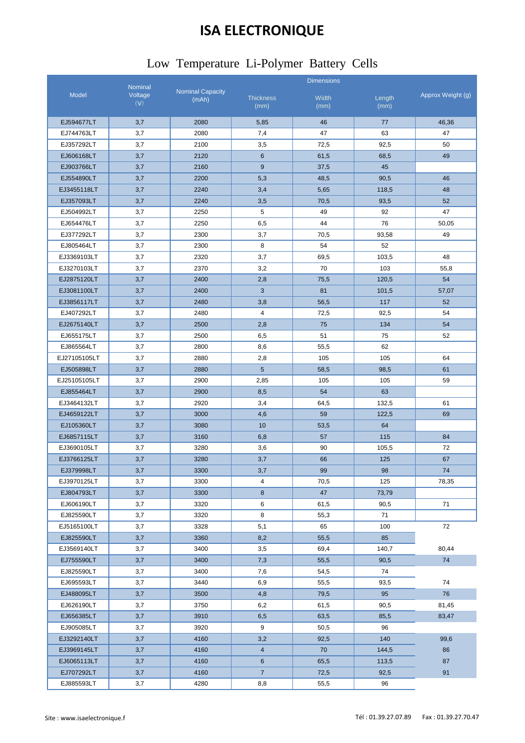# ISA ELECTRONIQUE

## Low Temperature Li-Polymer Battery Cells

| Model | Nominal Voltage (V) | Nominal Capacity (mAh) | Dimensions | | | Approx Weight (g) |
|---|---|---|---|---|---|---|
| | | | Thickness (mm) | Width (mm) | Length (mm) | |
| EJ594677LT | 3,7 | 2080 | 5,85 | 46 | 77 | 46,36 |
| EJ744763LT | 3,7 | 2080 | 7,4 | 47 | 63 | 47 |
| EJ357292LT | 3,7 | 2100 | 3,5 | 72,5 | 92,5 | 50 |
| EJ606168LT | 3,7 | 2120 | 6 | 61,5 | 68,5 | 49 |
| EJ903766LT | 3,7 | 2160 | 9 | 37,5 | 45 | |
| EJ554890LT | 3,7 | 2200 | 5,3 | 48,5 | 90,5 | 46 |
| EJ3455118LT | 3,7 | 2240 | 3,4 | 5,65 | 118,5 | 48 |
| EJ357093LT | 3,7 | 2240 | 3,5 | 70,5 | 93,5 | 52 |
| EJ504992LT | 3,7 | 2250 | 5 | 49 | 92 | 47 |
| EJ654476LT | 3,7 | 2250 | 6,5 | 44 | 76 | 50,05 |
| EJ377292LT | 3,7 | 2300 | 3,7 | 70,5 | 93,58 | 49 |
| EJ805464LT | 3,7 | 2300 | 8 | 54 | 52 | |
| EJ3369103LT | 3,7 | 2320 | 3,7 | 69,5 | 103,5 | 48 |
| EJ3270103LT | 3,7 | 2370 | 3,2 | 70 | 103 | 55,8 |
| EJ2875120LT | 3,7 | 2400 | 2,8 | 75,5 | 120,5 | 54 |
| EJ3081100LT | 3,7 | 2400 | 3 | 81 | 101,5 | 57,07 |
| EJ3856117LT | 3,7 | 2480 | 3,8 | 56,5 | 117 | 52 |
| EJ407292LT | 3,7 | 2480 | 4 | 72,5 | 92,5 | 54 |
| EJ2675140LT | 3,7 | 2500 | 2,8 | 75 | 134 | 54 |
| EJ655175LT | 3,7 | 2500 | 6,5 | 51 | 75 | 52 |
| EJ865564LT | 3,7 | 2800 | 8,6 | 55,5 | 62 | |
| EJ27105105LT | 3,7 | 2880 | 2,8 | 105 | 105 | 64 |
| EJ505898LT | 3,7 | 2880 | 5 | 58,5 | 98,5 | 61 |
| EJ25105105LT | 3,7 | 2900 | 2,85 | 105 | 105 | 59 |
| EJ855464LT | 3,7 | 2900 | 8,5 | 54 | 63 | |
| EJ3464132LT | 3,7 | 2920 | 3,4 | 64,5 | 132,5 | 61 |
| EJ4659122LT | 3,7 | 3000 | 4,6 | 59 | 122,5 | 69 |
| EJ105360LT | 3,7 | 3080 | 10 | 53,5 | 64 | |
| EJ6857115LT | 3,7 | 3160 | 6,8 | 57 | 115 | 84 |
| EJ3690105LT | 3,7 | 3280 | 3,6 | 90 | 105,5 | 72 |
| EJ3766125LT | 3,7 | 3280 | 3,7 | 66 | 125 | 67 |
| EJ379998LT | 3,7 | 3300 | 3,7 | 99 | 98 | 74 |
| EJ3970125LT | 3,7 | 3300 | 4 | 70,5 | 125 | 78,35 |
| EJ804793LT | 3,7 | 3300 | 8 | 47 | 73,79 | |
| EJ606190LT | 3,7 | 3320 | 6 | 61,5 | 90,5 | 71 |
| EJ825590LT | 3,7 | 3320 | 8 | 55,3 | 71 | |
| EJ5165100LT | 3,7 | 3328 | 5,1 | 65 | 100 | 72 |
| EJ825590LT | 3,7 | 3360 | 8,2 | 55,5 | 85 | |
| EJ3569140LT | 3,7 | 3400 | 3,5 | 69,4 | 140,7 | 80,44 |
| EJ755590LT | 3,7 | 3400 | 7,3 | 55,5 | 90,5 | 74 |
| EJ825590LT | 3,7 | 3400 | 7,6 | 54,5 | 74 | |
| EJ695593LT | 3,7 | 3440 | 6,9 | 55,5 | 93,5 | 74 |
| EJ488095LT | 3,7 | 3500 | 4,8 | 79,5 | 95 | 76 |
| EJ626190LT | 3,7 | 3750 | 6,2 | 61,5 | 90,5 | 81,45 |
| EJ656385LT | 3,7 | 3910 | 6,5 | 63,5 | 85,5 | 83,47 |
| EJ905085LT | 3,7 | 3920 | 9 | 50,5 | 96 | |
| EJ3292140LT | 3,7 | 4160 | 3,2 | 92,5 | 140 | 99,6 |
| EJ3969145LT | 3,7 | 4160 | 4 | 70 | 144,5 | 86 |
| EJ6065113LT | 3,7 | 4160 | 6 | 65,5 | 113,5 | 87 |
| EJ707292LT | 3,7 | 4160 | 7 | 72,5 | 92,5 | 91 |
| EJ885593LT | 3,7 | 4280 | 8,8 | 55,5 | 96 | |

Site : www.isaelectronique.f Tél : 01.39.27.07.89 Fax : 01.39.27.70.47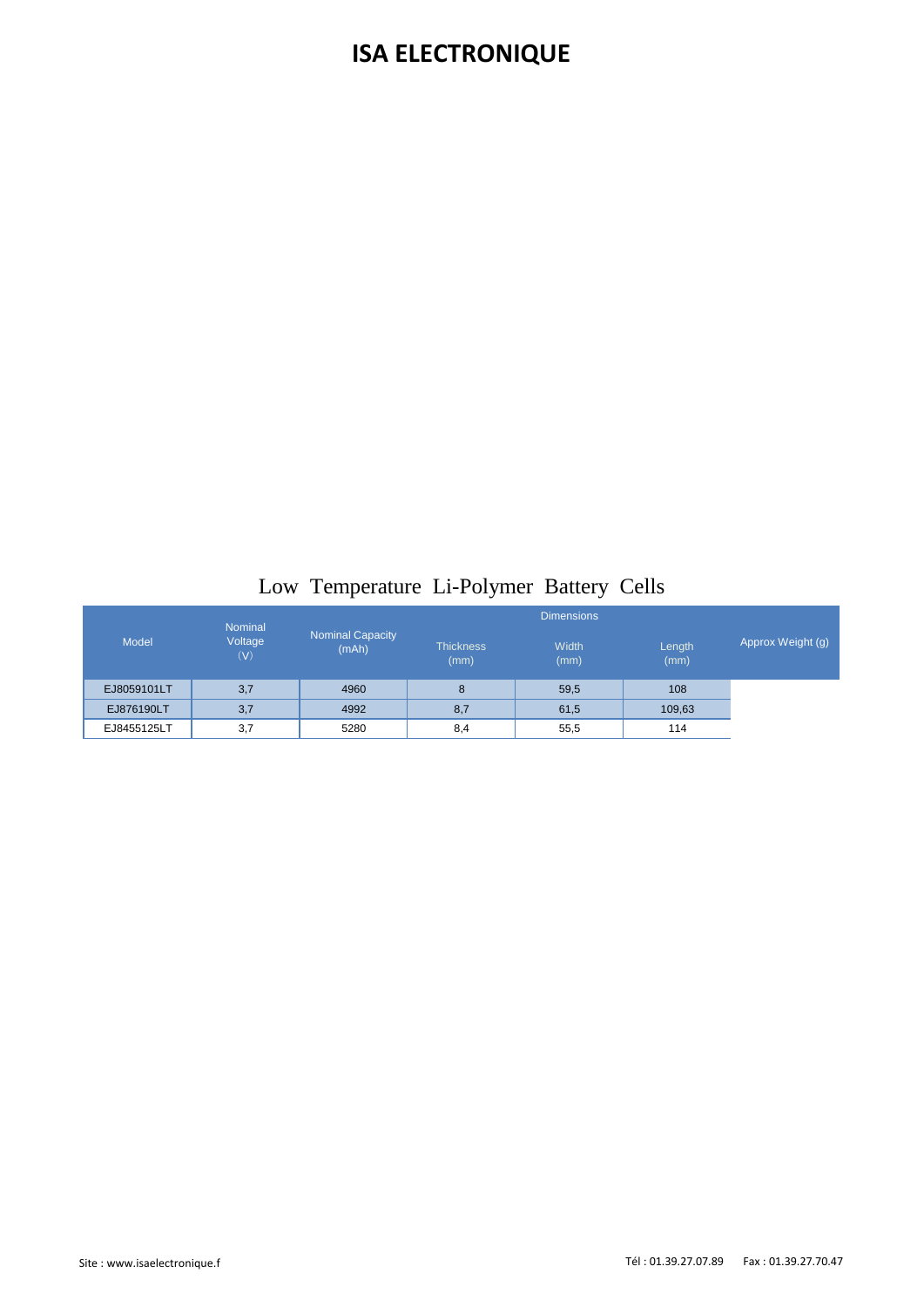# ISA ELECTRONIQUE

## Low Temperature Li-Polymer Battery Cells

| Model | Nominal Voltage (V) | Nominal Capacity (mAh) | Dimensions | | | Approx Weight (g) |
|---|---|---|---|---|---|---|
| | | | Thickness (mm) | Width (mm) | Length (mm) | |
| EJ8059101LT | 3,7 | 4960 | 8 | 59,5 | 108 | |
| EJ876190LT | 3,7 | 4992 | 8,7 | 61,5 | 109,63 | |
| EJ8455125LT | 3,7 | 5280 | 8,4 | 55,5 | 114 | |

Site : www.isaelectronique.f Tél : 01.39.27.07.89 Fax : 01.39.27.70.47